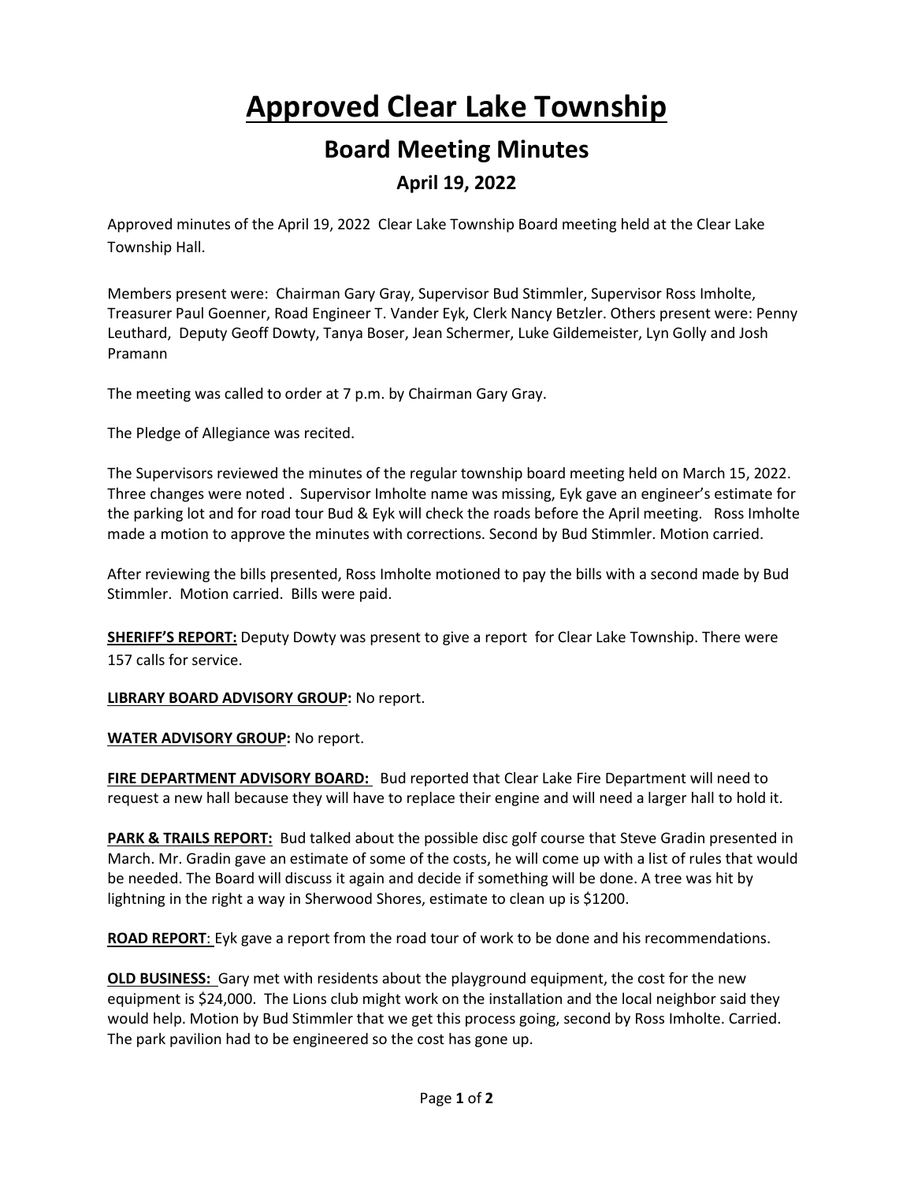# Approved Clear Lake Township

## Board Meeting Minutes

### April 19, 2022

Approved minutes of the April 19, 2022 Clear Lake Township Board meeting held at the Clear Lake Township Hall.

Members present were: Chairman Gary Gray, Supervisor Bud Stimmler, Supervisor Ross Imholte, Treasurer Paul Goenner, Road Engineer T. Vander Eyk, Clerk Nancy Betzler. Others present were: Penny Leuthard, Deputy Geoff Dowty, Tanya Boser, Jean Schermer, Luke Gildemeister, Lyn Golly and Josh Pramann

The meeting was called to order at 7 p.m. by Chairman Gary Gray.

The Pledge of Allegiance was recited.

The Supervisors reviewed the minutes of the regular township board meeting held on March 15, 2022. Three changes were noted . Supervisor Imholte name was missing, Eyk gave an engineer's estimate for the parking lot and for road tour Bud & Eyk will check the roads before the April meeting. Ross Imholte made a motion to approve the minutes with corrections. Second by Bud Stimmler. Motion carried.

After reviewing the bills presented, Ross Imholte motioned to pay the bills with a second made by Bud Stimmler. Motion carried. Bills were paid.

**SHERIFF'S REPORT:** Deputy Dowty was present to give a report for Clear Lake Township. There were 157 calls for service.

**LIBRARY BOARD ADVISORY GROUP:** No report.

**WATER ADVISORY GROUP:** No report.

**FIRE DEPARTMENT ADVISORY BOARD:** Bud reported that Clear Lake Fire Department will need to request a new hall because they will have to replace their engine and will need a larger hall to hold it.

**PARK & TRAILS REPORT:** Bud talked about the possible disc golf course that Steve Gradin presented in March. Mr. Gradin gave an estimate of some of the costs, he will come up with a list of rules that would be needed. The Board will discuss it again and decide if something will be done. A tree was hit by lightning in the right a way in Sherwood Shores, estimate to clean up is $1200.

**ROAD REPORT**: Eyk gave a report from the road tour of work to be done and his recommendations.

**OLD BUSINESS:** Gary met with residents about the playground equipment, the cost for the new equipment is $24,000. The Lions club might work on the installation and the local neighbor said they would help. Motion by Bud Stimmler that we get this process going, second by Ross Imholte. Carried. The park pavilion had to be engineered so the cost has gone up.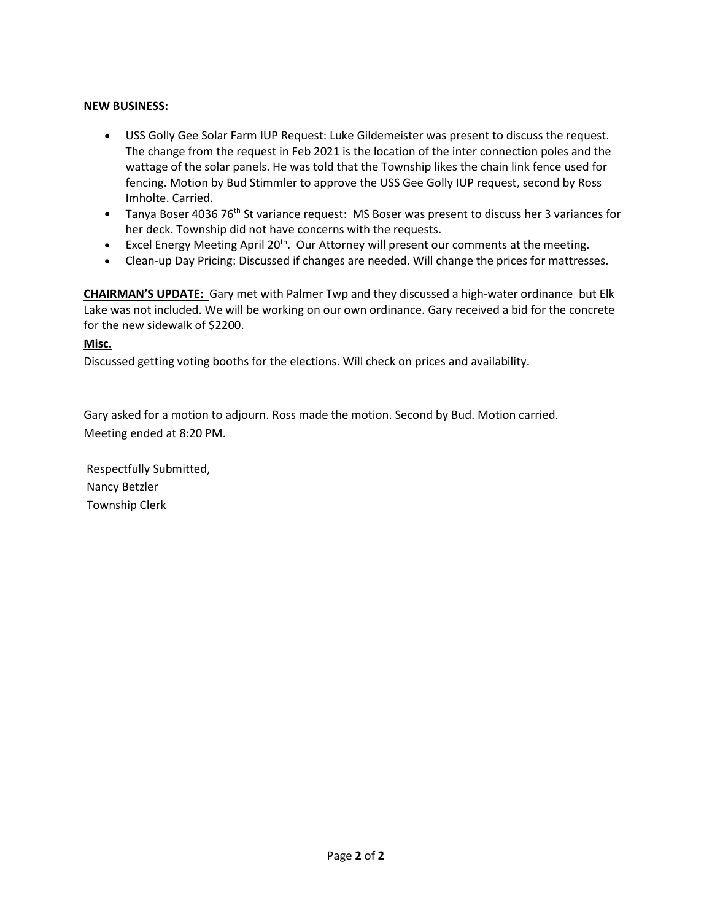**NEW BUSINESS:**

- USS Golly Gee Solar Farm IUP Request: Luke Gildemeister was present to discuss the request. The change from the request in Feb 2021 is the location of the inter connection poles and the wattage of the solar panels. He was told that the Township likes the chain link fence used for fencing. Motion by Bud Stimmler to approve the USS Gee Golly IUP request, second by Ross Imholte. Carried.
- Tanya Boser 4036 76th St variance request: MS Boser was present to discuss her 3 variances for her deck. Township did not have concerns with the requests.
- Excel Energy Meeting April 20th. Our Attorney will present our comments at the meeting.
- Clean-up Day Pricing: Discussed if changes are needed. Will change the prices for mattresses.

**CHAIRMAN'S UPDATE:** Gary met with Palmer Twp and they discussed a high-water ordinance but Elk Lake was not included. We will be working on our own ordinance. Gary received a bid for the concrete for the new sidewalk of $2200.

**Misc.**

Discussed getting voting booths for the elections. Will check on prices and availability.

Gary asked for a motion to adjourn. Ross made the motion. Second by Bud. Motion carried.
Meeting ended at 8:20 PM.

Respectfully Submitted,
Nancy Betzler
Township Clerk